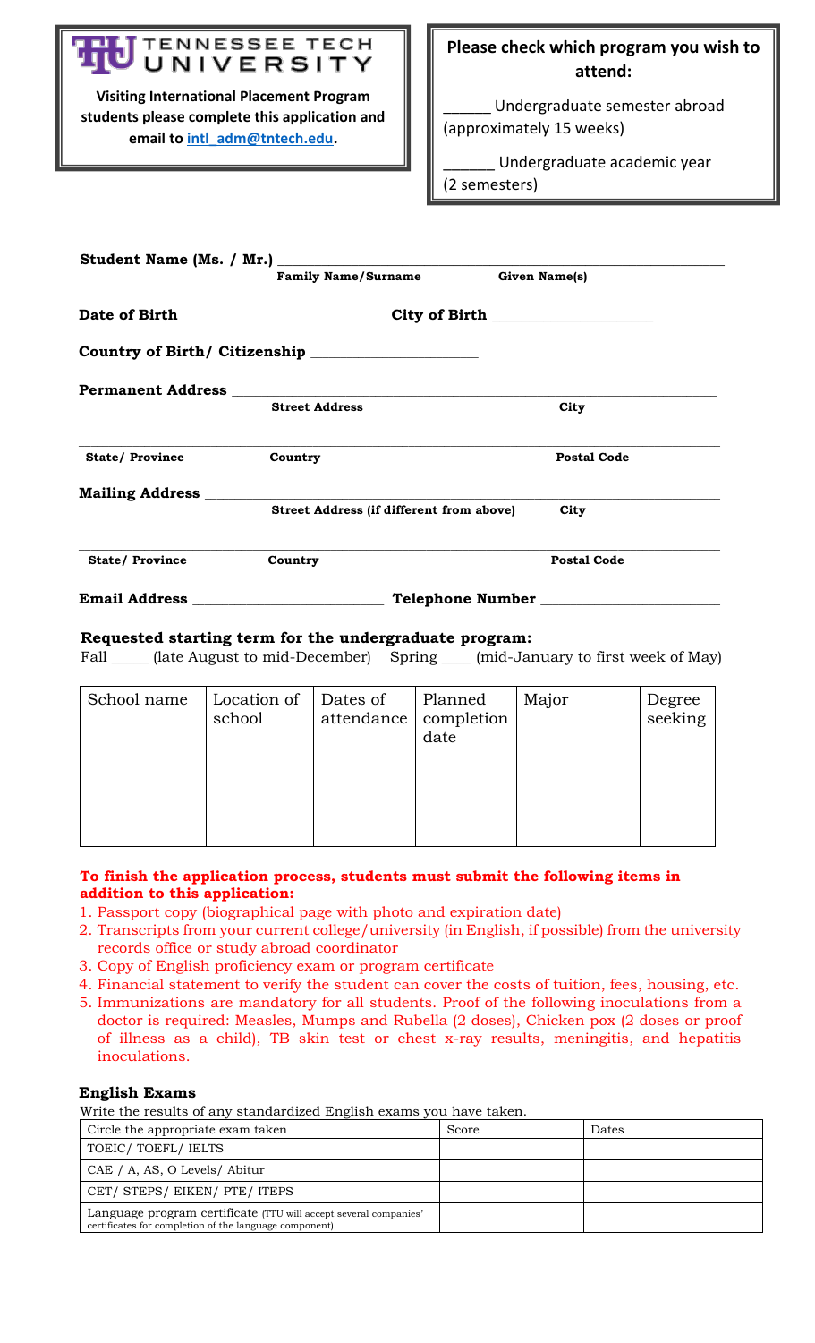**TENNESSEE TECH UNIVERSITY**

**Visiting International Placement Program students please complete this application and email to [intl_adm@tntech.edu](mailto:intl_adm@tntech.edu).**

**Please check which program you wish to attend:**

______ Undergraduate semester abroad (approximately 15 weeks)

______ Undergraduate academic year (2 semesters)

**Student Name (Ms. / Mr.)** ______________________________________________
**Family Name/Surname** **Given Name(s)**

**Date of Birth** ________________ **City of Birth** ____________________

**Country of Birth/ Citizenship** _____________________

**Permanent Address** ______________________________________________
**Street Address** **City**

______________________________________________
**State/ Province** **Country** **Postal Code**

**Mailing Address** ______________________________________________
**Street Address (if different from above)** **City**

______________________________________________
**State/ Province** **Country** **Postal Code**

**Email Address** _________________________ **Telephone Number** _______________________

**Requested starting term for the undergraduate program:**

Fall _____ (late August to mid-December) Spring ____ (mid-January to first week of May)

| School name | Location of school | Dates of attendance | Planned completion date | Major | Degree seeking |
|---|---|---|---|---|---|
| | | | | | |

**To finish the application process, students must submit the following items in addition to this application:**

1. Passport copy (biographical page with photo and expiration date)
2. Transcripts from your current college/university (in English, if possible) from the university records office or study abroad coordinator
3. Copy of English proficiency exam or program certificate
4. Financial statement to verify the student can cover the costs of tuition, fees, housing, etc.
5. Immunizations are mandatory for all students. Proof of the following inoculations from a doctor is required: Measles, Mumps and Rubella (2 doses), Chicken pox (2 doses or proof of illness as a child), TB skin test or chest x-ray results, meningitis, and hepatitis inoculations.

**English Exams**

Write the results of any standardized English exams you have taken.

| Circle the appropriate exam taken | Score | Dates |
|---|---|---|
| TOEIC/ TOEFL/ IELTS | | |
| CAE / A, AS, O Levels/ Abitur | | |
| CET/ STEPS/ EIKEN/ PTE/ ITEPS | | |
| Language program certificate (TTU will accept several companies' certificates for completion of the language component) | | |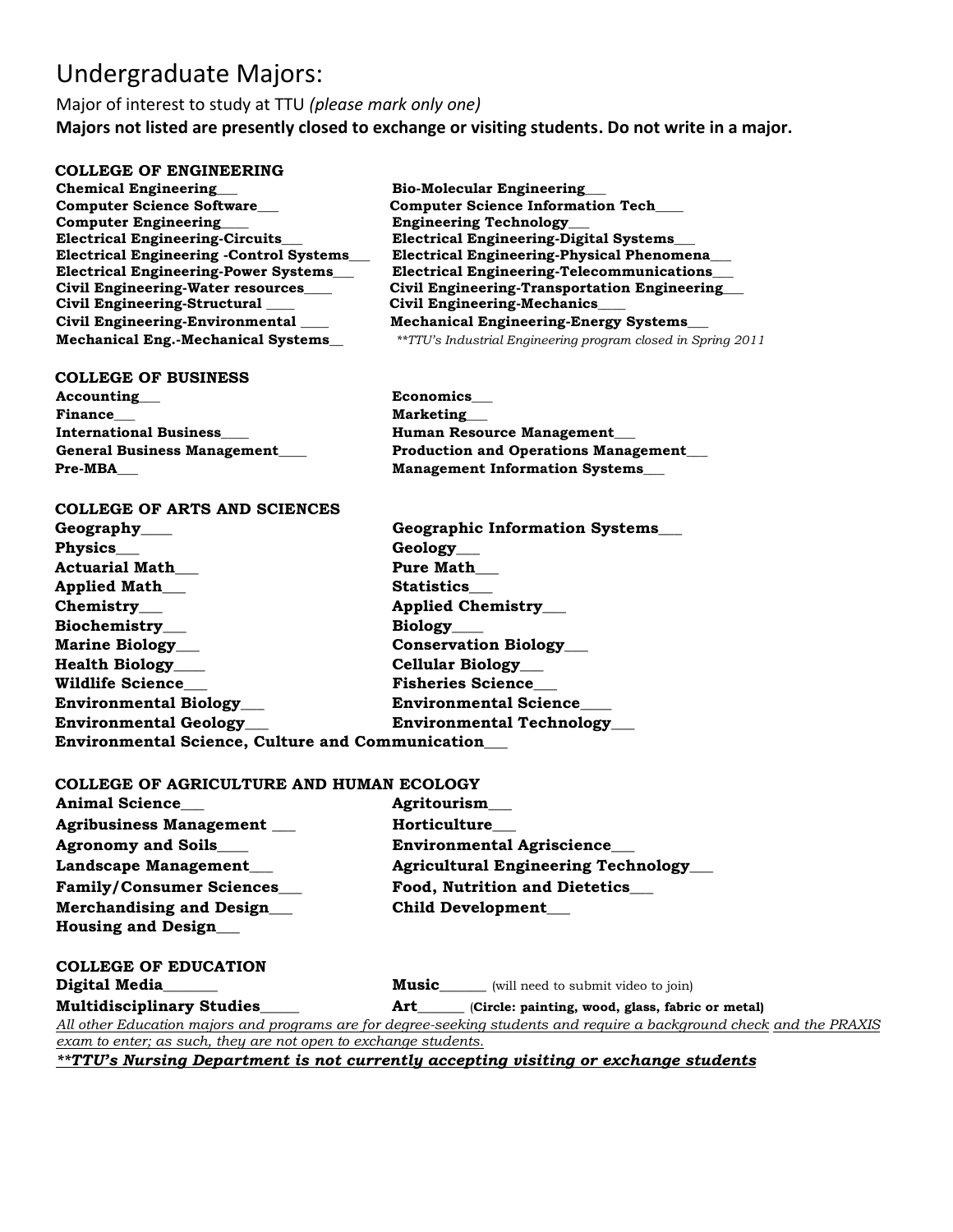# Undergraduate Majors:

Major of interest to study at TTU *(please mark only one)*

**Majors not listed are presently closed to exchange or visiting students. Do not write in a major.**

**COLLEGE OF ENGINEERING**

**Chemical Engineering___**
**Bio-Molecular Engineering___**
**Computer Science Software___**
**Computer Science Information Tech____**
**Computer Engineering____**
**Engineering Technology___**
**Electrical Engineering-Circuits___**
**Electrical Engineering-Digital Systems___**
**Electrical Engineering -Control Systems___**
**Electrical Engineering-Physical Phenomena___**
**Electrical Engineering-Power Systems___**
**Electrical Engineering-Telecommunications___**
**Civil Engineering-Water resources____**
**Civil Engineering-Transportation Engineering___**
**Civil Engineering-Structural ____**
**Civil Engineering-Mechanics____**
**Civil Engineering-Environmental ____**
**Mechanical Engineering-Energy Systems___**
**Mechanical Eng.-Mechanical Systems__**

*\*\*TTU's Industrial Engineering program closed in Spring 2011*

**COLLEGE OF BUSINESS**

**Accounting___**
**Economics___**
**Finance___**
**Marketing___**
**International Business____**
**Human Resource Management___**
**General Business Management____**
**Production and Operations Management___**
**Pre-MBA___**
**Management Information Systems___**

**COLLEGE OF ARTS AND SCIENCES**

**Geography____**
**Geographic Information Systems___**
**Physics___**
**Geology___**
**Actuarial Math___**
**Pure Math___**
**Applied Math___**
**Statistics___**
**Chemistry___**
**Applied Chemistry___**
**Biochemistry___**
**Biology____**
**Marine Biology___**
**Conservation Biology___**
**Health Biology____**
**Cellular Biology___**
**Wildlife Science___**
**Fisheries Science___**
**Environmental Biology___**
**Environmental Science____**
**Environmental Geology___**
**Environmental Technology___**
**Environmental Science, Culture and Communication___**

**COLLEGE OF AGRICULTURE AND HUMAN ECOLOGY**

**Animal Science___**
**Agritourism___**
**Agribusiness Management ___**
**Horticulture___**
**Agronomy and Soils____**
**Environmental Agriscience___**
**Landscape Management___**
**Agricultural Engineering Technology___**
**Family/Consumer Sciences___**
**Food, Nutrition and Dietetics___**
**Merchandising and Design___**
**Child Development___**
**Housing and Design___**

**COLLEGE OF EDUCATION**

**Digital Media_______**
**Music_______** (will need to submit video to join)
**Multidisciplinary Studies_____**
**Art_______** (**Circle: painting, wood, glass, fabric or metal)**

*All other Education majors and programs are for degree-seeking students and require a background check and the PRAXIS exam to enter; as such, they are not open to exchange students.*

***\*\*TTU's Nursing Department is not currently accepting visiting or exchange students***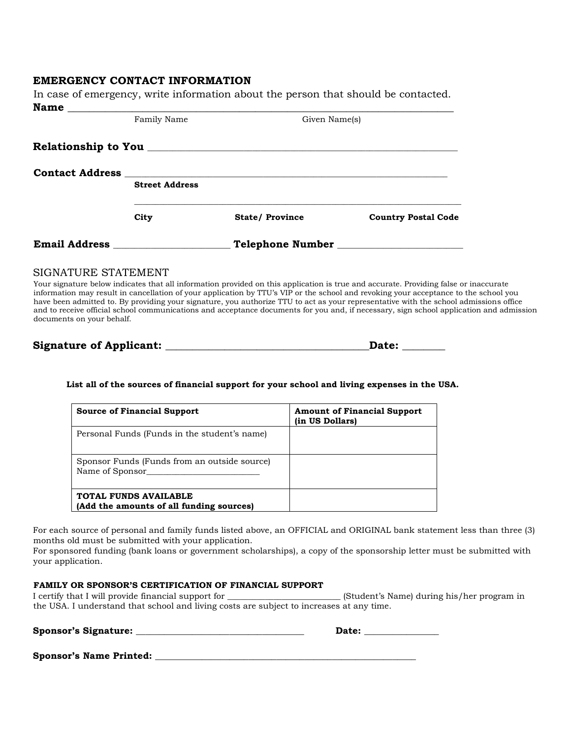## EMERGENCY CONTACT INFORMATION

In case of emergency, write information about the person that should be contacted.

**Name** ______________________________________________________________________________

Family Name Given Name(s)

**Relationship to You** ____________________________________________________________

**Contact Address** ________________________________________________________________

**Street Address**

_______________________________________________________________________________

**City** **State/ Province** **Country Postal Code**

**Email Address** _______________________ **Telephone Number** ________________________

## SIGNATURE STATEMENT

Your signature below indicates that all information provided on this application is true and accurate. Providing false or inaccurate information may result in cancellation of your application by TTU's VIP or the school and revoking your acceptance to the school you have been admitted to. By providing your signature, you authorize TTU to act as your representative with the school admissions office and to receive official school communications and acceptance documents for you and, if necessary, sign school application and admission documents on your behalf.

**Signature of Applicant: ________________________________________Date: ________**

**List all of the sources of financial support for your school and living expenses in the USA.**

| **Source of Financial Support** | **Amount of Financial Support (in US Dollars)** |
|---|---|
| Personal Funds (Funds in the student's name) | |
| Sponsor Funds (Funds from an outside source) Name of Sponsor__________________________ | |
| **TOTAL FUNDS AVAILABLE (Add the amounts of all funding sources)** | |

For each source of personal and family funds listed above, an OFFICIAL and ORIGINAL bank statement less than three (3) months old must be submitted with your application.
For sponsored funding (bank loans or government scholarships), a copy of the sponsorship letter must be submitted with your application.

### FAMILY OR SPONSOR'S CERTIFICATION OF FINANCIAL SUPPORT

I certify that I will provide financial support for __________________________ (Student's Name) during his/her program in the USA. I understand that school and living costs are subject to increases at any time.

**Sponsor's Signature:** _____________________________________ **Date:** ________________

**Sponsor's Name Printed:** _________________________________________________________